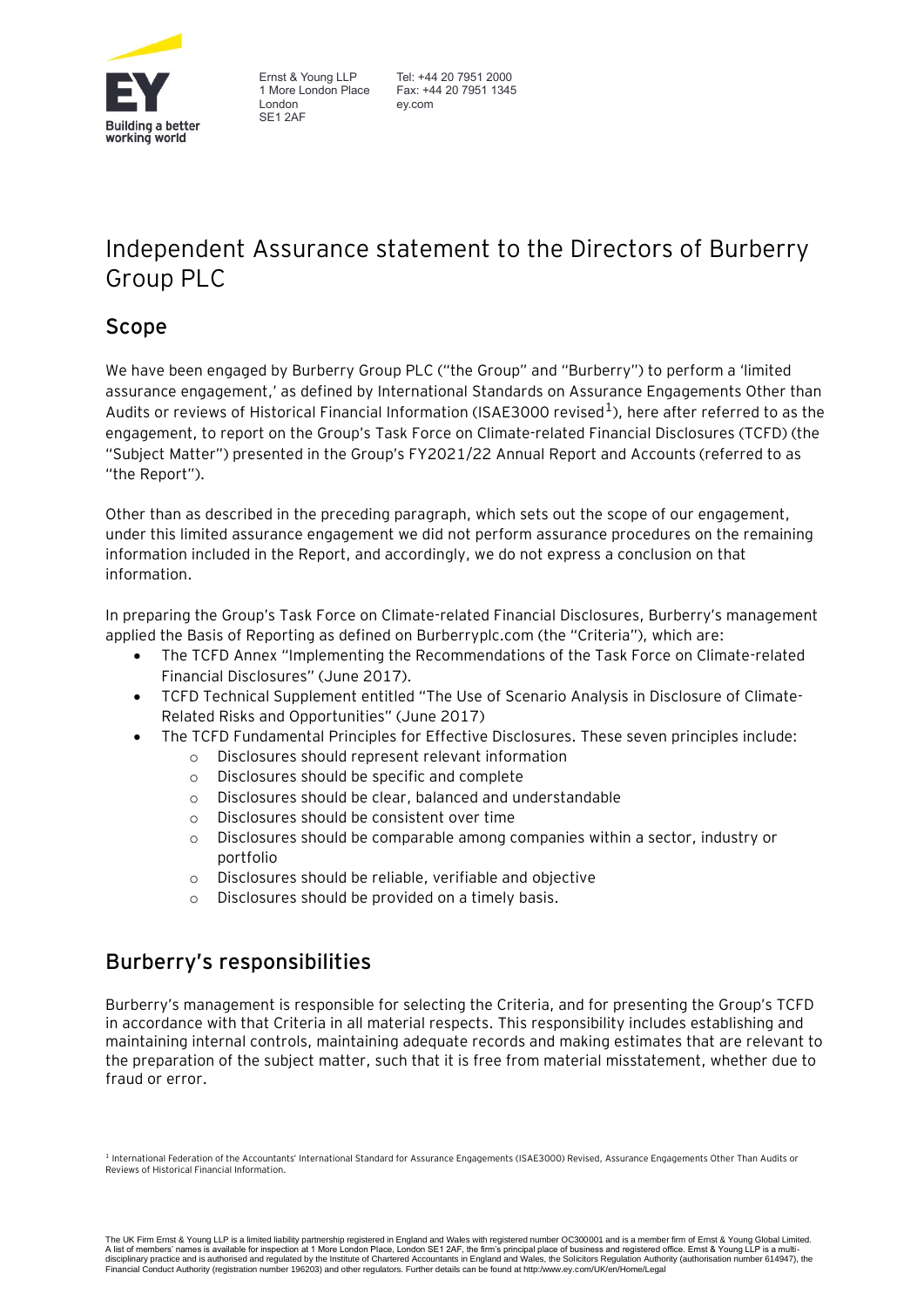Ernst & Young LLP
1 More London Place
London
SE1 2AF

Tel: +44 20 7951 2000
Fax: +44 20 7951 1345
ey.com

# Independent Assurance statement to the Directors of Burberry Group PLC

## Scope

We have been engaged by Burberry Group PLC ("the Group" and "Burberry") to perform a 'limited assurance engagement,' as defined by International Standards on Assurance Engagements Other than Audits or reviews of Historical Financial Information (ISAE3000 revised[1]), here after referred to as the engagement, to report on the Group's Task Force on Climate-related Financial Disclosures (TCFD) (the "Subject Matter") presented in the Group's FY2021/22 Annual Report and Accounts (referred to as "the Report").

Other than as described in the preceding paragraph, which sets out the scope of our engagement, under this limited assurance engagement we did not perform assurance procedures on the remaining information included in the Report, and accordingly, we do not express a conclusion on that information.

In preparing the Group's Task Force on Climate-related Financial Disclosures, Burberry's management applied the Basis of Reporting as defined on Burberryplc.com (the "Criteria"), which are:

- The TCFD Annex "Implementing the Recommendations of the Task Force on Climate-related Financial Disclosures" (June 2017).
- TCFD Technical Supplement entitled "The Use of Scenario Analysis in Disclosure of Climate-Related Risks and Opportunities" (June 2017)
- The TCFD Fundamental Principles for Effective Disclosures. These seven principles include:
  - Disclosures should represent relevant information
  - Disclosures should be specific and complete
  - Disclosures should be clear, balanced and understandable
  - Disclosures should be consistent over time
  - Disclosures should be comparable among companies within a sector, industry or portfolio
  - Disclosures should be reliable, verifiable and objective
  - Disclosures should be provided on a timely basis.

## Burberry's responsibilities

Burberry's management is responsible for selecting the Criteria, and for presenting the Group's TCFD in accordance with that Criteria in all material respects. This responsibility includes establishing and maintaining internal controls, maintaining adequate records and making estimates that are relevant to the preparation of the subject matter, such that it is free from material misstatement, whether due to fraud or error.

[1] International Federation of the Accountants' International Standard for Assurance Engagements (ISAE3000) Revised, Assurance Engagements Other Than Audits or Reviews of Historical Financial Information.

The UK Firm Ernst & Young LLP is a limited liability partnership registered in England and Wales with registered number OC300001 and is a member firm of Ernst & Young Global Limited. A list of members' names is available for inspection at 1 More London Place, London SE1 2AF, the firm's principal place of business and registered office. Ernst & Young LLP is a multi-disciplinary practice and is authorised and regulated by the Institute of Chartered Accountants in England and Wales, the Solicitors Regulation Authority (authorisation number 614947), the Financial Conduct Authority (registration number 196203) and other regulators. Further details can be found at http:/www.ey.com/UK/en/Home/Legal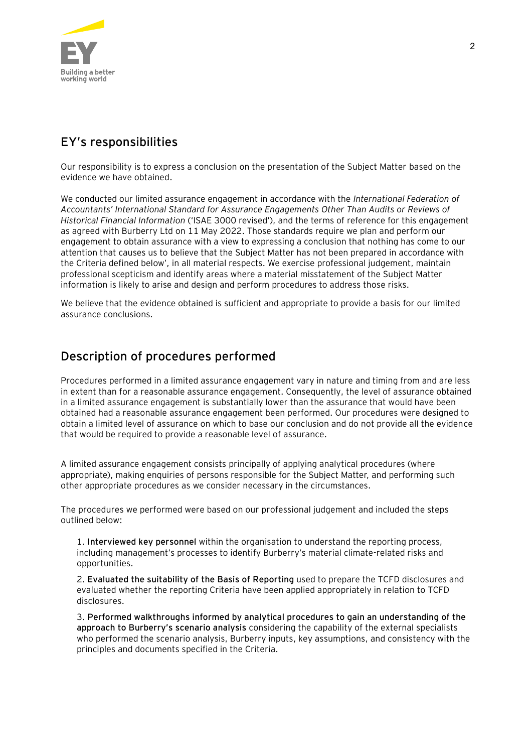## EY's responsibilities

Our responsibility is to express a conclusion on the presentation of the Subject Matter based on the evidence we have obtained.

We conducted our limited assurance engagement in accordance with the *International Federation of Accountants' International Standard for Assurance Engagements Other Than Audits or Reviews of Historical Financial Information* ('ISAE 3000 revised'), and the terms of reference for this engagement as agreed with Burberry Ltd on 11 May 2022. Those standards require we plan and perform our engagement to obtain assurance with a view to expressing a conclusion that nothing has come to our attention that causes us to believe that the Subject Matter has not been prepared in accordance with the Criteria defined below', in all material respects. We exercise professional judgement, maintain professional scepticism and identify areas where a material misstatement of the Subject Matter information is likely to arise and design and perform procedures to address those risks.

We believe that the evidence obtained is sufficient and appropriate to provide a basis for our limited assurance conclusions.

## Description of procedures performed

Procedures performed in a limited assurance engagement vary in nature and timing from and are less in extent than for a reasonable assurance engagement. Consequently, the level of assurance obtained in a limited assurance engagement is substantially lower than the assurance that would have been obtained had a reasonable assurance engagement been performed. Our procedures were designed to obtain a limited level of assurance on which to base our conclusion and do not provide all the evidence that would be required to provide a reasonable level of assurance.

A limited assurance engagement consists principally of applying analytical procedures (where appropriate), making enquiries of persons responsible for the Subject Matter, and performing such other appropriate procedures as we consider necessary in the circumstances.

The procedures we performed were based on our professional judgement and included the steps outlined below:

1. **Interviewed key personnel** within the organisation to understand the reporting process, including management's processes to identify Burberry's material climate-related risks and opportunities.

2. **Evaluated the suitability of the Basis of Reporting** used to prepare the TCFD disclosures and evaluated whether the reporting Criteria have been applied appropriately in relation to TCFD disclosures.

3. **Performed walkthroughs informed by analytical procedures to gain an understanding of the approach to Burberry's scenario analysis** considering the capability of the external specialists who performed the scenario analysis, Burberry inputs, key assumptions, and consistency with the principles and documents specified in the Criteria.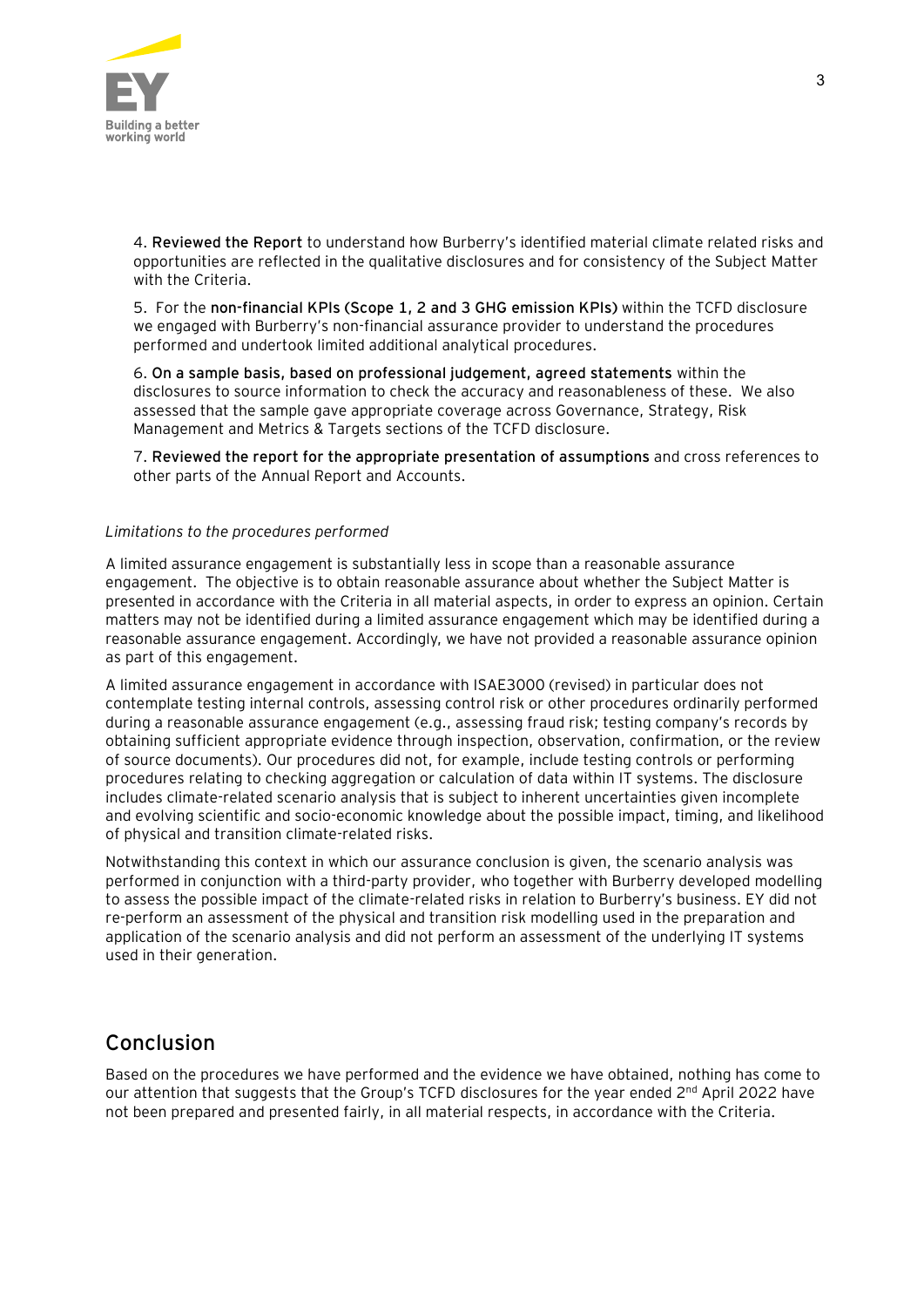4. **Reviewed the Report** to understand how Burberry's identified material climate related risks and opportunities are reflected in the qualitative disclosures and for consistency of the Subject Matter with the Criteria.

5. For the **non-financial KPIs (Scope 1, 2 and 3 GHG emission KPIs)** within the TCFD disclosure we engaged with Burberry's non-financial assurance provider to understand the procedures performed and undertook limited additional analytical procedures.

6. **On a sample basis, based on professional judgement, agreed statements** within the disclosures to source information to check the accuracy and reasonableness of these. We also assessed that the sample gave appropriate coverage across Governance, Strategy, Risk Management and Metrics & Targets sections of the TCFD disclosure.

7. **Reviewed the report for the appropriate presentation of assumptions** and cross references to other parts of the Annual Report and Accounts.

*Limitations to the procedures performed*

A limited assurance engagement is substantially less in scope than a reasonable assurance engagement. The objective is to obtain reasonable assurance about whether the Subject Matter is presented in accordance with the Criteria in all material aspects, in order to express an opinion. Certain matters may not be identified during a limited assurance engagement which may be identified during a reasonable assurance engagement. Accordingly, we have not provided a reasonable assurance opinion as part of this engagement.

A limited assurance engagement in accordance with ISAE3000 (revised) in particular does not contemplate testing internal controls, assessing control risk or other procedures ordinarily performed during a reasonable assurance engagement (e.g., assessing fraud risk; testing company's records by obtaining sufficient appropriate evidence through inspection, observation, confirmation, or the review of source documents). Our procedures did not, for example, include testing controls or performing procedures relating to checking aggregation or calculation of data within IT systems. The disclosure includes climate-related scenario analysis that is subject to inherent uncertainties given incomplete and evolving scientific and socio-economic knowledge about the possible impact, timing, and likelihood of physical and transition climate-related risks.

Notwithstanding this context in which our assurance conclusion is given, the scenario analysis was performed in conjunction with a third-party provider, who together with Burberry developed modelling to assess the possible impact of the climate-related risks in relation to Burberry's business. EY did not re-perform an assessment of the physical and transition risk modelling used in the preparation and application of the scenario analysis and did not perform an assessment of the underlying IT systems used in their generation.

## Conclusion

Based on the procedures we have performed and the evidence we have obtained, nothing has come to our attention that suggests that the Group's TCFD disclosures for the year ended 2nd April 2022 have not been prepared and presented fairly, in all material respects, in accordance with the Criteria.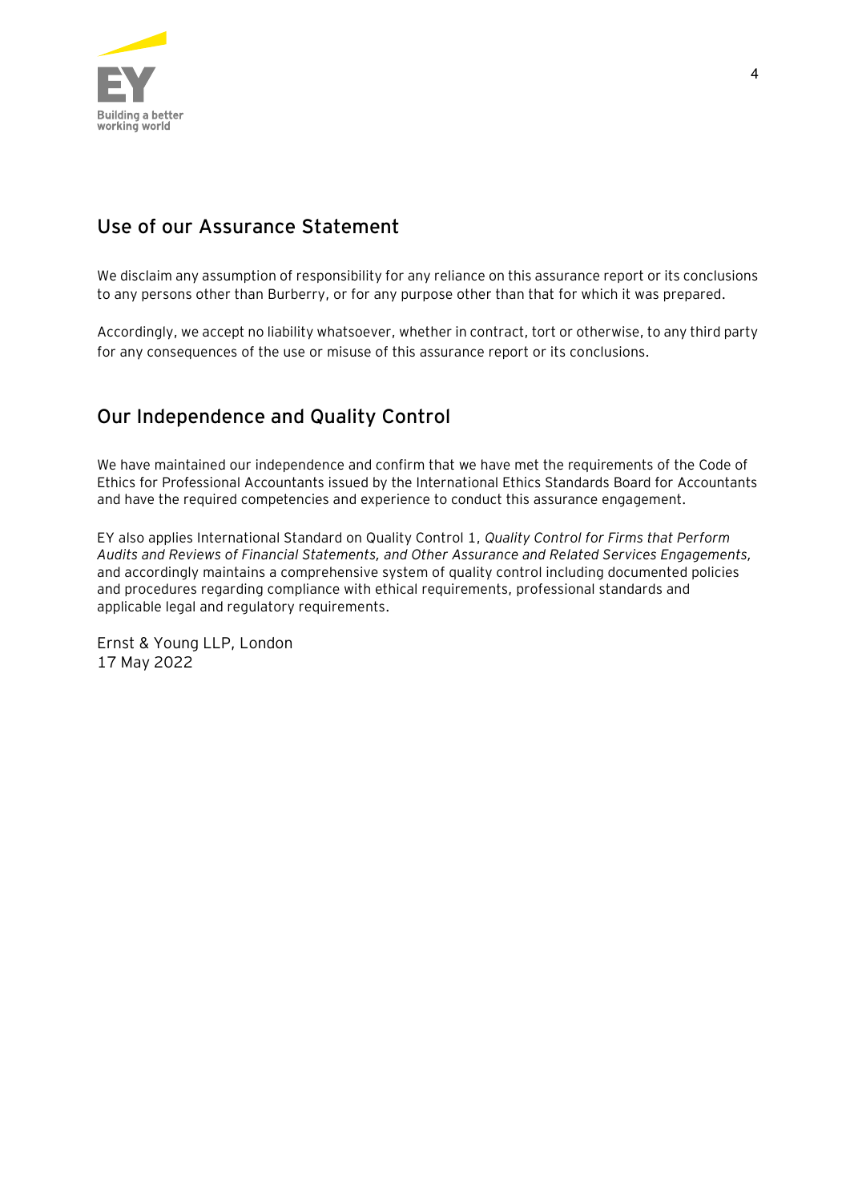## Use of our Assurance Statement

We disclaim any assumption of responsibility for any reliance on this assurance report or its conclusions to any persons other than Burberry, or for any purpose other than that for which it was prepared.

Accordingly, we accept no liability whatsoever, whether in contract, tort or otherwise, to any third party for any consequences of the use or misuse of this assurance report or its conclusions.

## Our Independence and Quality Control

We have maintained our independence and confirm that we have met the requirements of the Code of Ethics for Professional Accountants issued by the International Ethics Standards Board for Accountants and have the required competencies and experience to conduct this assurance engagement.

EY also applies International Standard on Quality Control 1, *Quality Control for Firms that Perform Audits and Reviews of Financial Statements, and Other Assurance and Related Services Engagements,* and accordingly maintains a comprehensive system of quality control including documented policies and procedures regarding compliance with ethical requirements, professional standards and applicable legal and regulatory requirements.

Ernst & Young LLP, London
17 May 2022